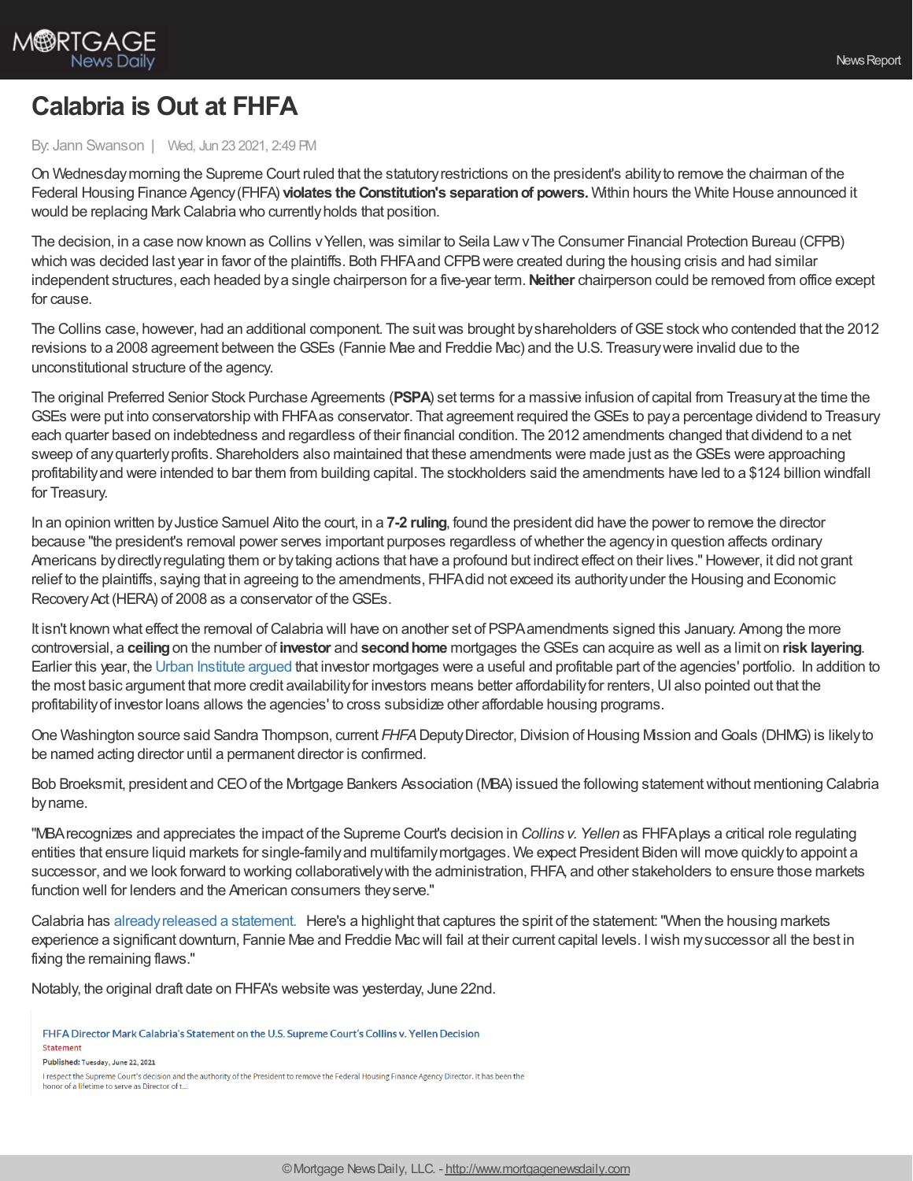# Calabria is Out at FHFA

By: Jann Swanson | Wed, Jun 23 2021, 2:49 PM

On Wednesday morning the Supreme Court ruled that the statutory restrictions on the president's ability to remove the chairman of the Federal Housing Finance Agency (FHFA) **violates the Constitution's separation of powers.** Within hours the White House announced it would be replacing Mark Calabria who currently holds that position.

The decision, in a case now known as Collins v Yellen, was similar to Seila Law v The Consumer Financial Protection Bureau (CFPB) which was decided last year in favor of the plaintiffs. Both FHFA and CFPB were created during the housing crisis and had similar independent structures, each headed by a single chairperson for a five-year term. **Neither** chairperson could be removed from office except for cause.

The Collins case, however, had an additional component. The suit was brought by shareholders of GSE stock who contended that the 2012 revisions to a 2008 agreement between the GSEs (Fannie Mae and Freddie Mac) and the U.S. Treasury were invalid due to the unconstitutional structure of the agency.

The original Preferred Senior Stock Purchase Agreements (**PSPA**) set terms for a massive infusion of capital from Treasury at the time the GSEs were put into conservatorship with FHFA as conservator. That agreement required the GSEs to pay a percentage dividend to Treasury each quarter based on indebtedness and regardless of their financial condition. The 2012 amendments changed that dividend to a net sweep of any quarterly profits. Shareholders also maintained that these amendments were made just as the GSEs were approaching profitability and were intended to bar them from building capital. The stockholders said the amendments have led to a $124 billion windfall for Treasury.

In an opinion written by Justice Samuel Alito the court, in a **7-2 ruling**, found the president did have the power to remove the director because "the president's removal power serves important purposes regardless of whether the agency in question affects ordinary Americans by directly regulating them or by taking actions that have a profound but indirect effect on their lives." However, it did not grant relief to the plaintiffs, saying that in agreeing to the amendments, FHFA did not exceed its authority under the Housing and Economic Recovery Act (HERA) of 2008 as a conservator of the GSEs.

It isn't known what effect the removal of Calabria will have on another set of PSPA amendments signed this January. Among the more controversial, a **ceiling** on the number of **investor** and **second home** mortgages the GSEs can acquire as well as a limit on **risk layering**. Earlier this year, the Urban Institute argued that investor mortgages were a useful and profitable part of the agencies' portfolio. In addition to the most basic argument that more credit availability for investors means better affordability for renters, UI also pointed out that the profitability of investor loans allows the agencies' to cross subsidize other affordable housing programs.

One Washington source said Sandra Thompson, current *FHFA* Deputy Director, Division of Housing Mission and Goals (DHMG) is likely to be named acting director until a permanent director is confirmed.

Bob Broeksmit, president and CEO of the Mortgage Bankers Association (MBA) issued the following statement without mentioning Calabria by name.

"MBA recognizes and appreciates the impact of the Supreme Court's decision in *Collins v. Yellen* as FHFA plays a critical role regulating entities that ensure liquid markets for single-family and multifamily mortgages. We expect President Biden will move quickly to appoint a successor, and we look forward to working collaboratively with the administration, FHFA, and other stakeholders to ensure those markets function well for lenders and the American consumers they serve."

Calabria has already released a statement. Here's a highlight that captures the spirit of the statement: "When the housing markets experience a significant downturn, Fannie Mae and Freddie Mac will fail at their current capital levels. I wish my successor all the best in fixing the remaining flaws."

Notably, the original draft date on FHFA's website was yesterday, June 22nd.

FHFA Director Mark Calabria's Statement on the U.S. Supreme Court's Collins v. Yellen Decision

Statement

**Published:** Tuesday, June 22, 2021

I respect the Supreme Court's decision and the authority of the President to remove the Federal Housing Finance Agency Director. It has been the honor of a lifetime to serve as Director of t...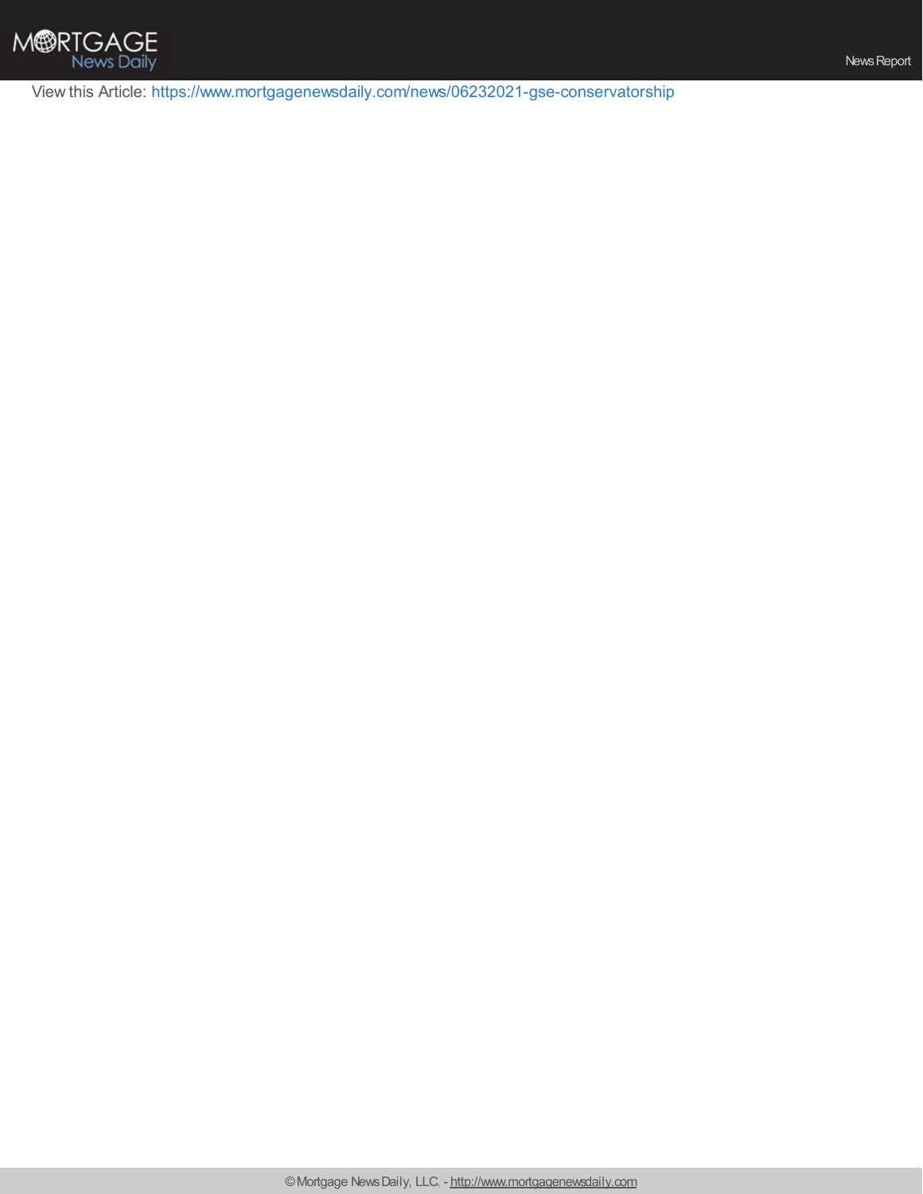View this Article: https://www.mortgagenewsdaily.com/news/06232021-gse-conservatorship